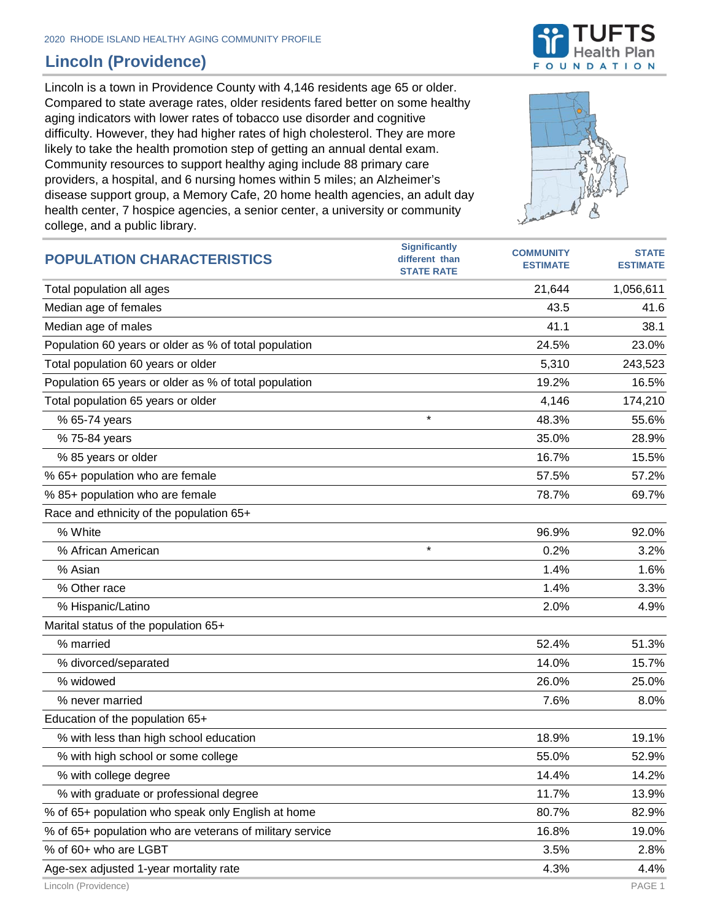2020 RHODE ISLAND HEALTHY AGING COMMUNITY PROFILE

# Lincoln (Providence)

Lincoln is a town in Providence County with 4,146 residents age 65 or older. Compared to state average rates, older residents fared better on some healthy aging indicators with lower rates of tobacco use disorder and cognitive difficulty. However, they had higher rates of high cholesterol. They are more likely to take the health promotion step of getting an annual dental exam. Community resources to support healthy aging include 88 primary care providers, a hospital, and 6 nursing homes within 5 miles; an Alzheimer's disease support group, a Memory Cafe, 20 home health agencies, an adult day health center, 7 hospice agencies, a senior center, a university or community college, and a public library.

| POPULATION CHARACTERISTICS | Significantly different than STATE RATE | COMMUNITY ESTIMATE | STATE ESTIMATE |
|---|---|---|---|
| Total population all ages | | 21,644 | 1,056,611 |
| Median age of females | | 43.5 | 41.6 |
| Median age of males | | 41.1 | 38.1 |
| Population 60 years or older as % of total population | | 24.5% | 23.0% |
| Total population 60 years or older | | 5,310 | 243,523 |
| Population 65 years or older as % of total population | | 19.2% | 16.5% |
| Total population 65 years or older | | 4,146 | 174,210 |
| % 65-74 years | * | 48.3% | 55.6% |
| % 75-84 years | | 35.0% | 28.9% |
| % 85 years or older | | 16.7% | 15.5% |
| % 65+ population who are female | | 57.5% | 57.2% |
| % 85+ population who are female | | 78.7% | 69.7% |
| Race and ethnicity of the population 65+ | | | |
| % White | | 96.9% | 92.0% |
| % African American | * | 0.2% | 3.2% |
| % Asian | | 1.4% | 1.6% |
| % Other race | | 1.4% | 3.3% |
| % Hispanic/Latino | | 2.0% | 4.9% |
| Marital status of the population 65+ | | | |
| % married | | 52.4% | 51.3% |
| % divorced/separated | | 14.0% | 15.7% |
| % widowed | | 26.0% | 25.0% |
| % never married | | 7.6% | 8.0% |
| Education of the population 65+ | | | |
| % with less than high school education | | 18.9% | 19.1% |
| % with high school or some college | | 55.0% | 52.9% |
| % with college degree | | 14.4% | 14.2% |
| % with graduate or professional degree | | 11.7% | 13.9% |
| % of 65+ population who speak only English at home | | 80.7% | 82.9% |
| % of 65+ population who are veterans of military service | | 16.8% | 19.0% |
| % of 60+ who are LGBT | | 3.5% | 2.8% |
| Age-sex adjusted 1-year mortality rate | | 4.3% | 4.4% |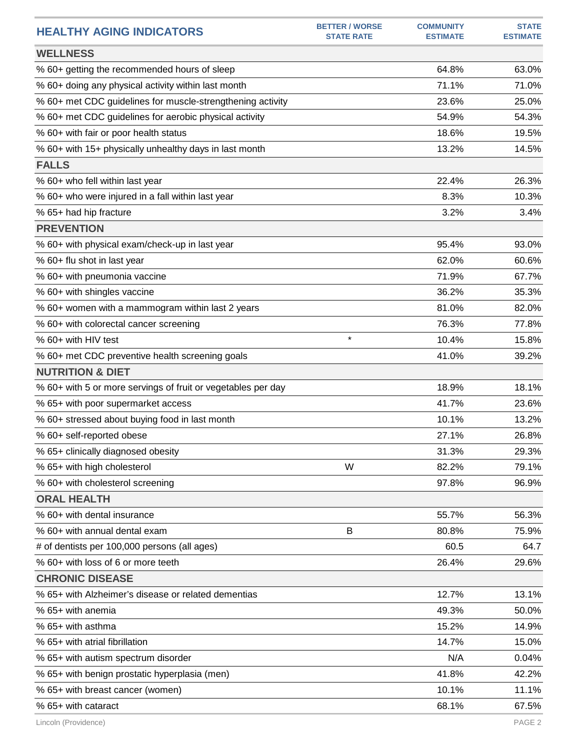| HEALTHY AGING INDICATORS | BETTER / WORSE STATE RATE | COMMUNITY ESTIMATE | STATE ESTIMATE |
|---|---|---|---|
| **WELLNESS** | | | |
| % 60+ getting the recommended hours of sleep | | 64.8% | 63.0% |
| % 60+ doing any physical activity within last month | | 71.1% | 71.0% |
| % 60+ met CDC guidelines for muscle-strengthening activity | | 23.6% | 25.0% |
| % 60+ met CDC guidelines for aerobic physical activity | | 54.9% | 54.3% |
| % 60+ with fair or poor health status | | 18.6% | 19.5% |
| % 60+ with 15+ physically unhealthy days in last month | | 13.2% | 14.5% |
| **FALLS** | | | |
| % 60+ who fell within last year | | 22.4% | 26.3% |
| % 60+ who were injured in a fall within last year | | 8.3% | 10.3% |
| % 65+ had hip fracture | | 3.2% | 3.4% |
| **PREVENTION** | | | |
| % 60+ with physical exam/check-up in last year | | 95.4% | 93.0% |
| % 60+ flu shot in last year | | 62.0% | 60.6% |
| % 60+ with pneumonia vaccine | | 71.9% | 67.7% |
| % 60+ with shingles vaccine | | 36.2% | 35.3% |
| % 60+ women with a mammogram within last 2 years | | 81.0% | 82.0% |
| % 60+ with colorectal cancer screening | | 76.3% | 77.8% |
| % 60+ with HIV test | * | 10.4% | 15.8% |
| % 60+ met CDC preventive health screening goals | | 41.0% | 39.2% |
| **NUTRITION & DIET** | | | |
| % 60+ with 5 or more servings of fruit or vegetables per day | | 18.9% | 18.1% |
| % 65+ with poor supermarket access | | 41.7% | 23.6% |
| % 60+ stressed about buying food in last month | | 10.1% | 13.2% |
| % 60+ self-reported obese | | 27.1% | 26.8% |
| % 65+ clinically diagnosed obesity | | 31.3% | 29.3% |
| % 65+ with high cholesterol | W | 82.2% | 79.1% |
| % 60+ with cholesterol screening | | 97.8% | 96.9% |
| **ORAL HEALTH** | | | |
| % 60+ with dental insurance | | 55.7% | 56.3% |
| % 60+ with annual dental exam | B | 80.8% | 75.9% |
| # of dentists per 100,000 persons (all ages) | | 60.5 | 64.7 |
| % 60+ with loss of 6 or more teeth | | 26.4% | 29.6% |
| **CHRONIC DISEASE** | | | |
| % 65+ with Alzheimer's disease or related dementias | | 12.7% | 13.1% |
| % 65+ with anemia | | 49.3% | 50.0% |
| % 65+ with asthma | | 15.2% | 14.9% |
| % 65+ with atrial fibrillation | | 14.7% | 15.0% |
| % 65+ with autism spectrum disorder | | N/A | 0.04% |
| % 65+ with benign prostatic hyperplasia (men) | | 41.8% | 42.2% |
| % 65+ with breast cancer (women) | | 10.1% | 11.1% |
| % 65+ with cataract | | 68.1% | 67.5% |

Lincoln (Providence)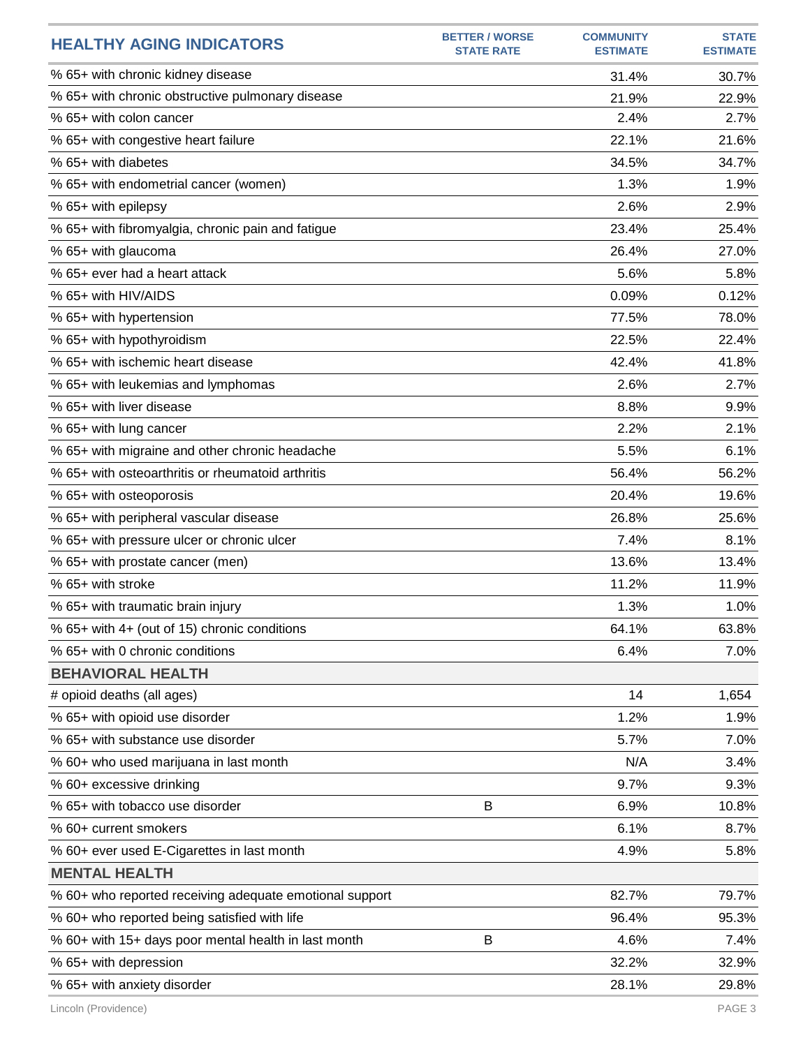| HEALTHY AGING INDICATORS | BETTER / WORSE STATE RATE | COMMUNITY ESTIMATE | STATE ESTIMATE |
|---|---|---|---|
| % 65+ with chronic kidney disease | | 31.4% | 30.7% |
| % 65+ with chronic obstructive pulmonary disease | | 21.9% | 22.9% |
| % 65+ with colon cancer | | 2.4% | 2.7% |
| % 65+ with congestive heart failure | | 22.1% | 21.6% |
| % 65+ with diabetes | | 34.5% | 34.7% |
| % 65+ with endometrial cancer (women) | | 1.3% | 1.9% |
| % 65+ with epilepsy | | 2.6% | 2.9% |
| % 65+ with fibromyalgia, chronic pain and fatigue | | 23.4% | 25.4% |
| % 65+ with glaucoma | | 26.4% | 27.0% |
| % 65+ ever had a heart attack | | 5.6% | 5.8% |
| % 65+ with HIV/AIDS | | 0.09% | 0.12% |
| % 65+ with hypertension | | 77.5% | 78.0% |
| % 65+ with hypothyroidism | | 22.5% | 22.4% |
| % 65+ with ischemic heart disease | | 42.4% | 41.8% |
| % 65+ with leukemias and lymphomas | | 2.6% | 2.7% |
| % 65+ with liver disease | | 8.8% | 9.9% |
| % 65+ with lung cancer | | 2.2% | 2.1% |
| % 65+ with migraine and other chronic headache | | 5.5% | 6.1% |
| % 65+ with osteoarthritis or rheumatoid arthritis | | 56.4% | 56.2% |
| % 65+ with osteoporosis | | 20.4% | 19.6% |
| % 65+ with peripheral vascular disease | | 26.8% | 25.6% |
| % 65+ with pressure ulcer or chronic ulcer | | 7.4% | 8.1% |
| % 65+ with prostate cancer (men) | | 13.6% | 13.4% |
| % 65+ with stroke | | 11.2% | 11.9% |
| % 65+ with traumatic brain injury | | 1.3% | 1.0% |
| % 65+ with 4+ (out of 15) chronic conditions | | 64.1% | 63.8% |
| % 65+ with 0 chronic conditions | | 6.4% | 7.0% |
| **BEHAVIORAL HEALTH** | | | |
| # opioid deaths (all ages) | | 14 | 1,654 |
| % 65+ with opioid use disorder | | 1.2% | 1.9% |
| % 65+ with substance use disorder | | 5.7% | 7.0% |
| % 60+ who used marijuana in last month | | N/A | 3.4% |
| % 60+ excessive drinking | | 9.7% | 9.3% |
| % 65+ with tobacco use disorder | B | 6.9% | 10.8% |
| % 60+ current smokers | | 6.1% | 8.7% |
| % 60+ ever used E-Cigarettes in last month | | 4.9% | 5.8% |
| **MENTAL HEALTH** | | | |
| % 60+ who reported receiving adequate emotional support | | 82.7% | 79.7% |
| % 60+ who reported being satisfied with life | | 96.4% | 95.3% |
| % 60+ with 15+ days poor mental health in last month | B | 4.6% | 7.4% |
| % 65+ with depression | | 32.2% | 32.9% |
| % 65+ with anxiety disorder | | 28.1% | 29.8% |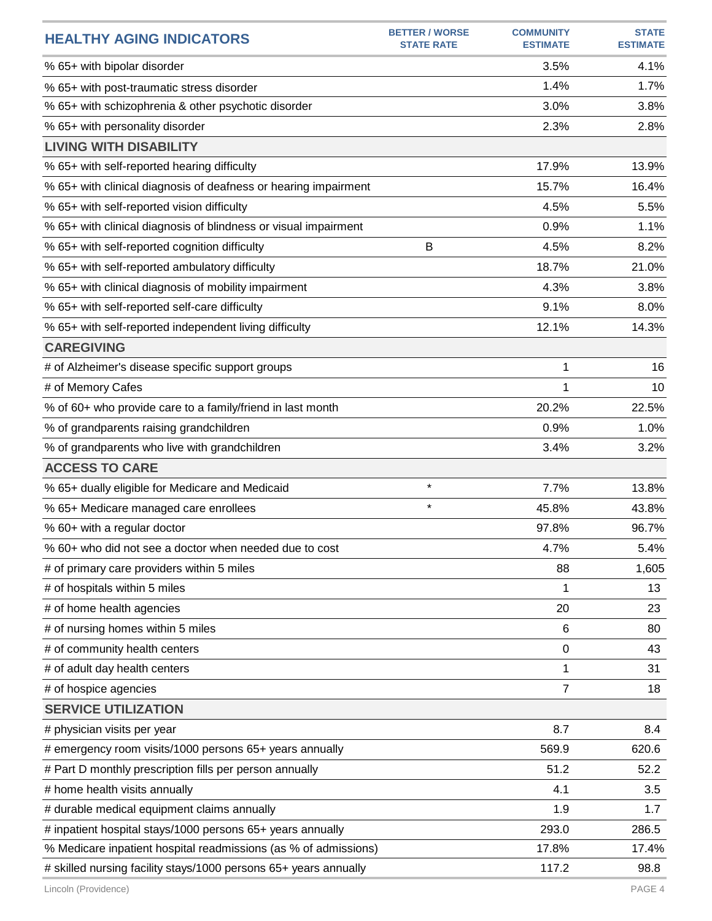| HEALTHY AGING INDICATORS | BETTER / WORSE STATE RATE | COMMUNITY ESTIMATE | STATE ESTIMATE |
|---|---|---|---|
| % 65+ with bipolar disorder | | 3.5% | 4.1% |
| % 65+ with post-traumatic stress disorder | | 1.4% | 1.7% |
| % 65+ with schizophrenia & other psychotic disorder | | 3.0% | 3.8% |
| % 65+ with personality disorder | | 2.3% | 2.8% |
| **LIVING WITH DISABILITY** | | | |
| % 65+ with self-reported hearing difficulty | | 17.9% | 13.9% |
| % 65+ with clinical diagnosis of deafness or hearing impairment | | 15.7% | 16.4% |
| % 65+ with self-reported vision difficulty | | 4.5% | 5.5% |
| % 65+ with clinical diagnosis of blindness or visual impairment | | 0.9% | 1.1% |
| % 65+ with self-reported cognition difficulty | B | 4.5% | 8.2% |
| % 65+ with self-reported ambulatory difficulty | | 18.7% | 21.0% |
| % 65+ with clinical diagnosis of mobility impairment | | 4.3% | 3.8% |
| % 65+ with self-reported self-care difficulty | | 9.1% | 8.0% |
| % 65+ with self-reported independent living difficulty | | 12.1% | 14.3% |
| **CAREGIVING** | | | |
| # of Alzheimer's disease specific support groups | | 1 | 16 |
| # of Memory Cafes | | 1 | 10 |
| % of 60+ who provide care to a family/friend in last month | | 20.2% | 22.5% |
| % of grandparents raising grandchildren | | 0.9% | 1.0% |
| % of grandparents who live with grandchildren | | 3.4% | 3.2% |
| **ACCESS TO CARE** | | | |
| % 65+ dually eligible for Medicare and Medicaid | * | 7.7% | 13.8% |
| % 65+ Medicare managed care enrollees | * | 45.8% | 43.8% |
| % 60+ with a regular doctor | | 97.8% | 96.7% |
| % 60+ who did not see a doctor when needed due to cost | | 4.7% | 5.4% |
| # of primary care providers within 5 miles | | 88 | 1,605 |
| # of hospitals within 5 miles | | 1 | 13 |
| # of home health agencies | | 20 | 23 |
| # of nursing homes within 5 miles | | 6 | 80 |
| # of community health centers | | 0 | 43 |
| # of adult day health centers | | 1 | 31 |
| # of hospice agencies | | 7 | 18 |
| **SERVICE UTILIZATION** | | | |
| # physician visits per year | | 8.7 | 8.4 |
| # emergency room visits/1000 persons 65+ years annually | | 569.9 | 620.6 |
| # Part D monthly prescription fills per person annually | | 51.2 | 52.2 |
| # home health visits annually | | 4.1 | 3.5 |
| # durable medical equipment claims annually | | 1.9 | 1.7 |
| # inpatient hospital stays/1000 persons 65+ years annually | | 293.0 | 286.5 |
| % Medicare inpatient hospital readmissions (as % of admissions) | | 17.8% | 17.4% |
| # skilled nursing facility stays/1000 persons 65+ years annually | | 117.2 | 98.8 |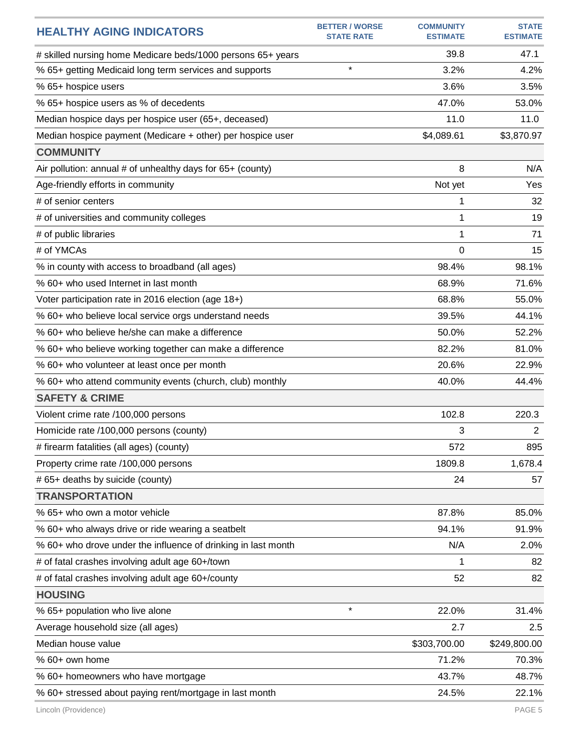| HEALTHY AGING INDICATORS | BETTER / WORSE STATE RATE | COMMUNITY ESTIMATE | STATE ESTIMATE |
|---|---|---|---|
| # skilled nursing home Medicare beds/1000 persons 65+ years | | 39.8 | 47.1 |
| % 65+ getting Medicaid long term services and supports | * | 3.2% | 4.2% |
| % 65+ hospice users | | 3.6% | 3.5% |
| % 65+ hospice users as % of decedents | | 47.0% | 53.0% |
| Median hospice days per hospice user (65+, deceased) | | 11.0 | 11.0 |
| Median hospice payment (Medicare + other) per hospice user | | $4,089.61 | $3,870.97 |
| **COMMUNITY** | | | |
| Air pollution: annual # of unhealthy days for 65+ (county) | | 8 | N/A |
| Age-friendly efforts in community | | Not yet | Yes |
| # of senior centers | | 1 | 32 |
| # of universities and community colleges | | 1 | 19 |
| # of public libraries | | 1 | 71 |
| # of YMCAs | | 0 | 15 |
| % in county with access to broadband (all ages) | | 98.4% | 98.1% |
| % 60+ who used Internet in last month | | 68.9% | 71.6% |
| Voter participation rate in 2016 election (age 18+) | | 68.8% | 55.0% |
| % 60+ who believe local service orgs understand needs | | 39.5% | 44.1% |
| % 60+ who believe he/she can make a difference | | 50.0% | 52.2% |
| % 60+ who believe working together can make a difference | | 82.2% | 81.0% |
| % 60+ who volunteer at least once per month | | 20.6% | 22.9% |
| % 60+ who attend community events (church, club) monthly | | 40.0% | 44.4% |
| **SAFETY & CRIME** | | | |
| Violent crime rate /100,000 persons | | 102.8 | 220.3 |
| Homicide rate /100,000 persons (county) | | 3 | 2 |
| # firearm fatalities (all ages) (county) | | 572 | 895 |
| Property crime rate /100,000 persons | | 1809.8 | 1,678.4 |
| # 65+ deaths by suicide (county) | | 24 | 57 |
| **TRANSPORTATION** | | | |
| % 65+ who own a motor vehicle | | 87.8% | 85.0% |
| % 60+ who always drive or ride wearing a seatbelt | | 94.1% | 91.9% |
| % 60+ who drove under the influence of drinking in last month | | N/A | 2.0% |
| # of fatal crashes involving adult age 60+/town | | 1 | 82 |
| # of fatal crashes involving adult age 60+/county | | 52 | 82 |
| **HOUSING** | | | |
| % 65+ population who live alone | * | 22.0% | 31.4% |
| Average household size (all ages) | | 2.7 | 2.5 |
| Median house value | | $303,700.00 | $249,800.00 |
| % 60+ own home | | 71.2% | 70.3% |
| % 60+ homeowners who have mortgage | | 43.7% | 48.7% |
| % 60+ stressed about paying rent/mortgage in last month | | 24.5% | 22.1% |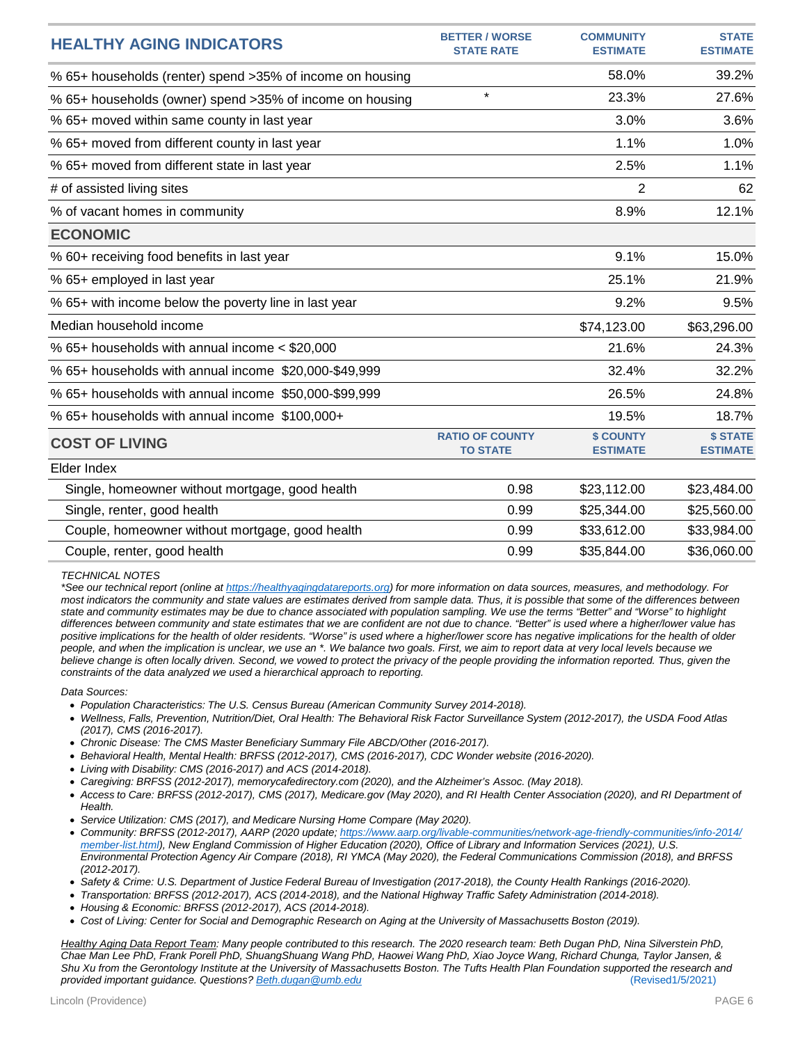| HEALTHY AGING INDICATORS | BETTER / WORSE STATE RATE | COMMUNITY ESTIMATE | STATE ESTIMATE |
|---|---|---|---|
| % 65+ households (renter) spend >35% of income on housing | | 58.0% | 39.2% |
| % 65+ households (owner) spend >35% of income on housing | * | 23.3% | 27.6% |
| % 65+ moved within same county in last year | | 3.0% | 3.6% |
| % 65+ moved from different county in last year | | 1.1% | 1.0% |
| % 65+ moved from different state in last year | | 2.5% | 1.1% |
| # of assisted living sites | | 2 | 62 |
| % of vacant homes in community | | 8.9% | 12.1% |
| **ECONOMIC** | | | |
| % 60+ receiving food benefits in last year | | 9.1% | 15.0% |
| % 65+ employed in last year | | 25.1% | 21.9% |
| % 65+ with income below the poverty line in last year | | 9.2% | 9.5% |
| Median household income | | $74,123.00 | $63,296.00 |
| % 65+ households with annual income < $20,000 | | 21.6% | 24.3% |
| % 65+ households with annual income $20,000-$49,999 | | 32.4% | 32.2% |
| % 65+ households with annual income $50,000-$99,999 | | 26.5% | 24.8% |
| % 65+ households with annual income $100,000+ | | 19.5% | 18.7% |

| COST OF LIVING | RATIO OF COUNTY TO STATE | $ COUNTY ESTIMATE | $ STATE ESTIMATE |
|---|---|---|---|
| Elder Index | | | |
| Single, homeowner without mortgage, good health | 0.98 | $23,112.00 | $23,484.00 |
| Single, renter, good health | 0.99 | $25,344.00 | $25,560.00 |
| Couple, homeowner without mortgage, good health | 0.99 | $33,612.00 | $33,984.00 |
| Couple, renter, good health | 0.99 | $35,844.00 | $36,060.00 |

*TECHNICAL NOTES*

**See our technical report (online at https://healthyagingdatareports.org) for more information on data sources, measures, and methodology. For most indicators the community and state values are estimates derived from sample data. Thus, it is possible that some of the differences between state and community estimates may be due to chance associated with population sampling. We use the terms "Better" and "Worse" to highlight differences between community and state estimates that we are confident are not due to chance. "Better" is used where a higher/lower value has positive implications for the health of older residents. "Worse" is used where a higher/lower score has negative implications for the health of older people, and when the implication is unclear, we use an *. We balance two goals. First, we aim to report data at very local levels because we believe change is often locally driven. Second, we vowed to protect the privacy of the people providing the information reported. Thus, given the constraints of the data analyzed we used a hierarchical approach to reporting.*

*Data Sources:*

- *Population Characteristics: The U.S. Census Bureau (American Community Survey 2014-2018).*
- *Wellness, Falls, Prevention, Nutrition/Diet, Oral Health: The Behavioral Risk Factor Surveillance System (2012-2017), the USDA Food Atlas (2017), CMS (2016-2017).*
- *Chronic Disease: The CMS Master Beneficiary Summary File ABCD/Other (2016-2017).*
- *Behavioral Health, Mental Health: BRFSS (2012-2017), CMS (2016-2017), CDC Wonder website (2016-2020).*
- *Living with Disability: CMS (2016-2017) and ACS (2014-2018).*
- *Caregiving: BRFSS (2012-2017), memorycafedirectory.com (2020), and the Alzheimer's Assoc. (May 2018).*
- *Access to Care: BRFSS (2012-2017), CMS (2017), Medicare.gov (May 2020), and RI Health Center Association (2020), and RI Department of Health.*
- *Service Utilization: CMS (2017), and Medicare Nursing Home Compare (May 2020).*
- *Community: BRFSS (2012-2017), AARP (2020 update; https://www.aarp.org/livable-communities/network-age-friendly-communities/info-2014/member-list.html), New England Commission of Higher Education (2020), Office of Library and Information Services (2021), U.S. Environmental Protection Agency Air Compare (2018), RI YMCA (May 2020), the Federal Communications Commission (2018), and BRFSS (2012-2017).*
- *Safety & Crime: U.S. Department of Justice Federal Bureau of Investigation (2017-2018), the County Health Rankings (2016-2020).*
- *Transportation: BRFSS (2012-2017), ACS (2014-2018), and the National Highway Traffic Safety Administration (2014-2018).*
- *Housing & Economic: BRFSS (2012-2017), ACS (2014-2018).*
- *Cost of Living: Center for Social and Demographic Research on Aging at the University of Massachusetts Boston (2019).*

*Healthy Aging Data Report Team: Many people contributed to this research. The 2020 research team: Beth Dugan PhD, Nina Silverstein PhD, Chae Man Lee PhD, Frank Porell PhD, ShuangShuang Wang PhD, Haowei Wang PhD, Xiao Joyce Wang, Richard Chunga, Taylor Jansen, & Shu Xu from the Gerontology Institute at the University of Massachusetts Boston. The Tufts Health Plan Foundation supported the research and provided important guidance. Questions? Beth.dugan@umb.edu* (Revised1/5/2021)